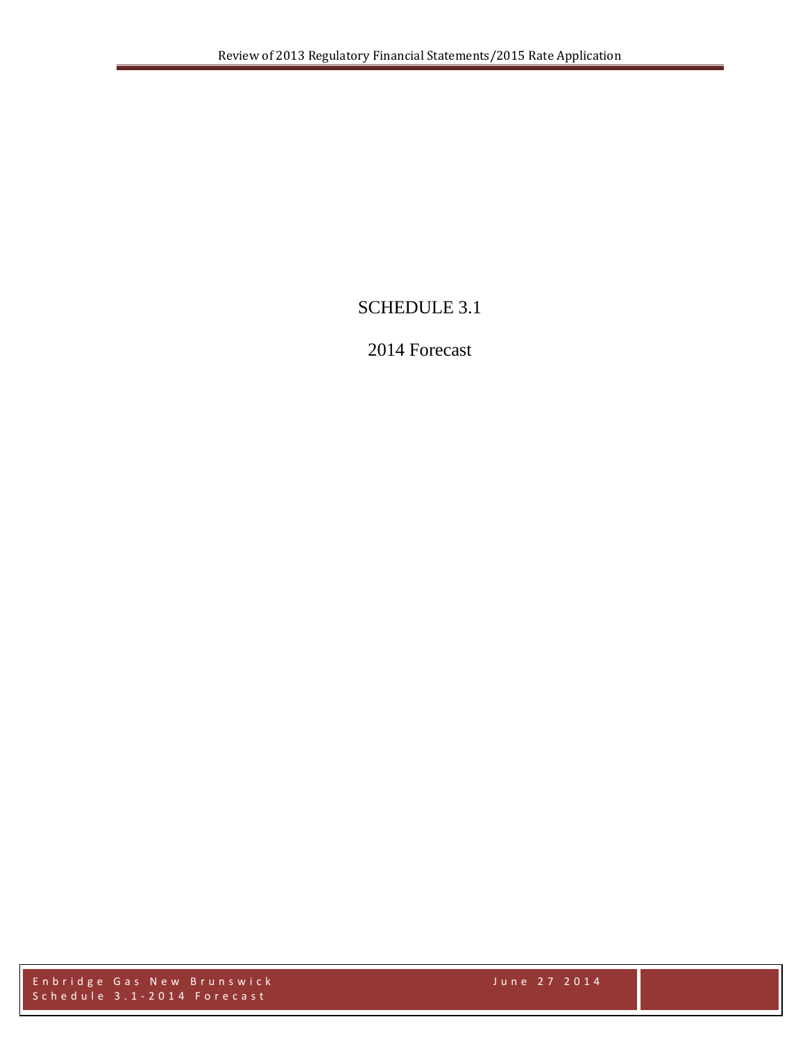# SCHEDULE 3.1

## 2014 Forecast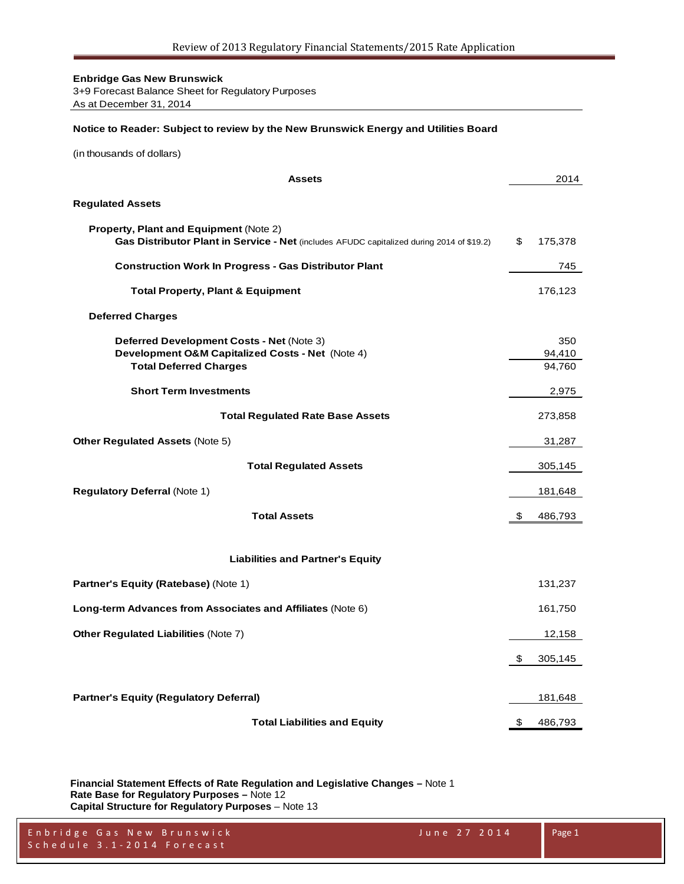**Enbridge Gas New Brunswick**
3+9 Forecast Balance Sheet for Regulatory Purposes
As at December 31, 2014

**Notice to Reader: Subject to review by the New Brunswick Energy and Utilities Board**

(in thousands of dollars)

| **Assets** | 2014 |
|---|---|
| **Regulated Assets** | |
| **Property, Plant and Equipment** (Note 2) | |
| **Gas Distributor Plant in Service - Net** (includes AFUDC capitalized during 2014 of $19.2) | $ 175,378 |
| **Construction Work In Progress - Gas Distributor Plant** | 745 |
| **Total Property, Plant & Equipment** | 176,123 |
| **Deferred Charges** | |
| **Deferred Development Costs - Net** (Note 3) | 350 |
| **Development O&M Capitalized Costs - Net** (Note 4) | 94,410 |
| **Total Deferred Charges** | 94,760 |
| **Short Term Investments** | 2,975 |
| **Total Regulated Rate Base Assets** | 273,858 |
| **Other Regulated Assets** (Note 5) | 31,287 |
| **Total Regulated Assets** | 305,145 |
| **Regulatory Deferral** (Note 1) | 181,648 |
| **Total Assets** | $ 486,793 |
| **Liabilities and Partner's Equity** | |
| **Partner's Equity (Ratebase)** (Note 1) | 131,237 |
| **Long-term Advances from Associates and Affiliates** (Note 6) | 161,750 |
| **Other Regulated Liabilities** (Note 7) | 12,158 |
| | $ 305,145 |
| **Partner's Equity (Regulatory Deferral)** | 181,648 |
| **Total Liabilities and Equity** | $ 486,793 |

**Financial Statement Effects of Rate Regulation and Legislative Changes –** Note 1
**Rate Base for Regulatory Purposes –** Note 12
**Capital Structure for Regulatory Purposes** – Note 13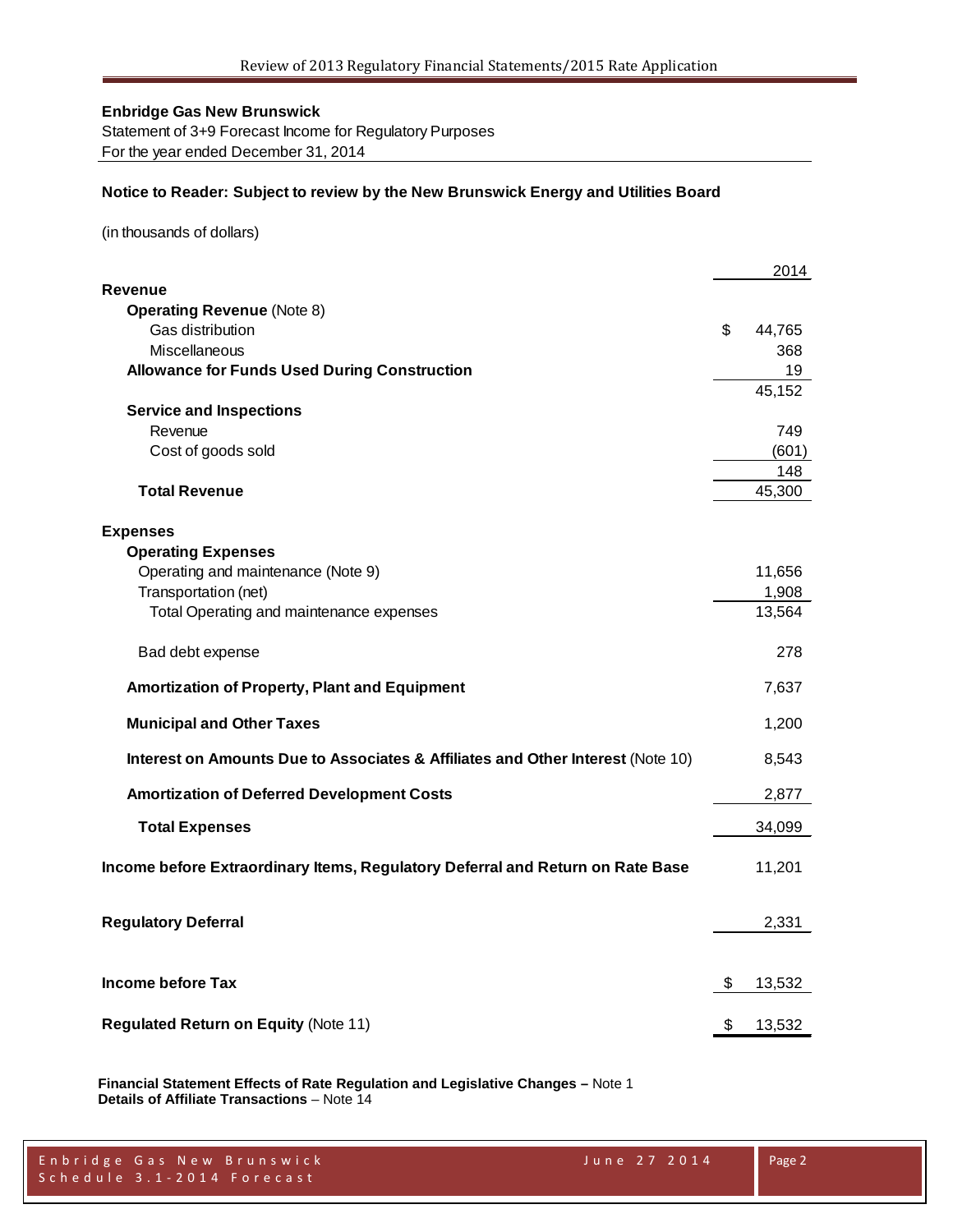**Enbridge Gas New Brunswick**

Statement of 3+9 Forecast Income for Regulatory Purposes

For the year ended December 31, 2014

**Notice to Reader: Subject to review by the New Brunswick Energy and Utilities Board**

(in thousands of dollars)

| | 2014 |
|---|---|
| **Revenue** | |
| **Operating Revenue** (Note 8) | |
| Gas distribution | $ 44,765 |
| Miscellaneous | 368 |
| **Allowance for Funds Used During Construction** | 19 |
| | 45,152 |
| **Service and Inspections** | |
| Revenue | 749 |
| Cost of goods sold | (601) |
| | 148 |
| **Total Revenue** | 45,300 |
| | |
| **Expenses** | |
| **Operating Expenses** | |
| Operating and maintenance (Note 9) | 11,656 |
| Transportation (net) | 1,908 |
| Total Operating and maintenance expenses | 13,564 |
| | |
| Bad debt expense | 278 |
| | |
| **Amortization of Property, Plant and Equipment** | 7,637 |
| | |
| **Municipal and Other Taxes** | 1,200 |
| | |
| **Interest on Amounts Due to Associates & Affiliates and Other Interest** (Note 10) | 8,543 |
| | |
| **Amortization of Deferred Development Costs** | 2,877 |
| | |
| **Total Expenses** | 34,099 |
| | |
| **Income before Extraordinary Items, Regulatory Deferral and Return on Rate Base** | 11,201 |
| | |
| **Regulatory Deferral** | 2,331 |
| | |
| **Income before Tax** | $ 13,532 |
| | |
| **Regulated Return on Equity** (Note 11) | $ 13,532 |

**Financial Statement Effects of Rate Regulation and Legislative Changes –** Note 1
**Details of Affiliate Transactions** – Note 14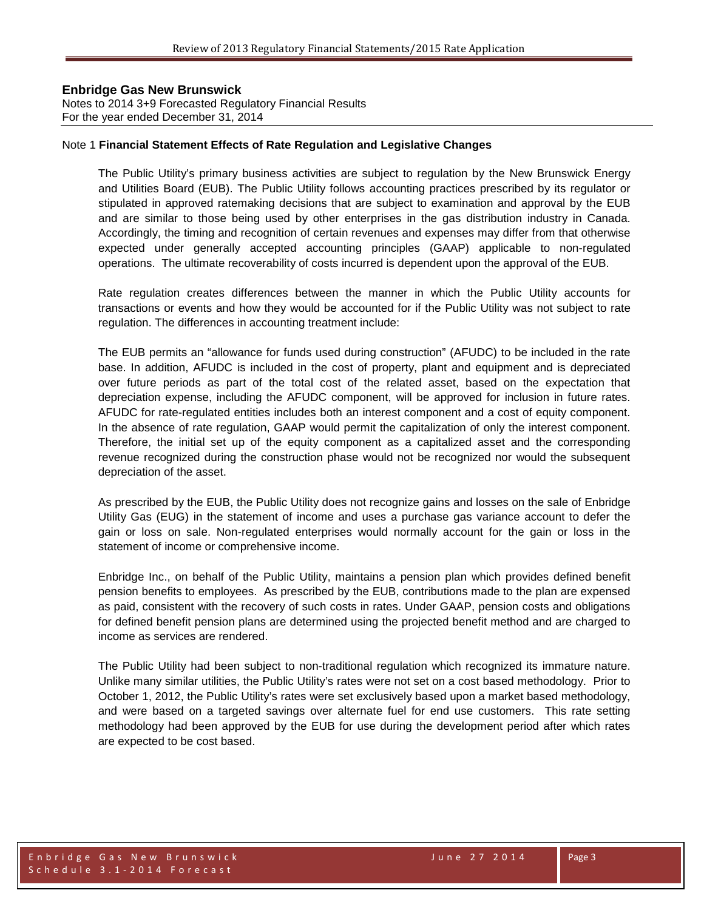**Enbridge Gas New Brunswick**
Notes to 2014 3+9 Forecasted Regulatory Financial Results
For the year ended December 31, 2014

Note 1 **Financial Statement Effects of Rate Regulation and Legislative Changes**

The Public Utility's primary business activities are subject to regulation by the New Brunswick Energy and Utilities Board (EUB). The Public Utility follows accounting practices prescribed by its regulator or stipulated in approved ratemaking decisions that are subject to examination and approval by the EUB and are similar to those being used by other enterprises in the gas distribution industry in Canada. Accordingly, the timing and recognition of certain revenues and expenses may differ from that otherwise expected under generally accepted accounting principles (GAAP) applicable to non-regulated operations. The ultimate recoverability of costs incurred is dependent upon the approval of the EUB.

Rate regulation creates differences between the manner in which the Public Utility accounts for transactions or events and how they would be accounted for if the Public Utility was not subject to rate regulation. The differences in accounting treatment include:

The EUB permits an "allowance for funds used during construction" (AFUDC) to be included in the rate base. In addition, AFUDC is included in the cost of property, plant and equipment and is depreciated over future periods as part of the total cost of the related asset, based on the expectation that depreciation expense, including the AFUDC component, will be approved for inclusion in future rates. AFUDC for rate-regulated entities includes both an interest component and a cost of equity component. In the absence of rate regulation, GAAP would permit the capitalization of only the interest component. Therefore, the initial set up of the equity component as a capitalized asset and the corresponding revenue recognized during the construction phase would not be recognized nor would the subsequent depreciation of the asset.

As prescribed by the EUB, the Public Utility does not recognize gains and losses on the sale of Enbridge Utility Gas (EUG) in the statement of income and uses a purchase gas variance account to defer the gain or loss on sale. Non-regulated enterprises would normally account for the gain or loss in the statement of income or comprehensive income.

Enbridge Inc., on behalf of the Public Utility, maintains a pension plan which provides defined benefit pension benefits to employees. As prescribed by the EUB, contributions made to the plan are expensed as paid, consistent with the recovery of such costs in rates. Under GAAP, pension costs and obligations for defined benefit pension plans are determined using the projected benefit method and are charged to income as services are rendered.

The Public Utility had been subject to non-traditional regulation which recognized its immature nature. Unlike many similar utilities, the Public Utility's rates were not set on a cost based methodology. Prior to October 1, 2012, the Public Utility's rates were set exclusively based upon a market based methodology, and were based on a targeted savings over alternate fuel for end use customers. This rate setting methodology had been approved by the EUB for use during the development period after which rates are expected to be cost based.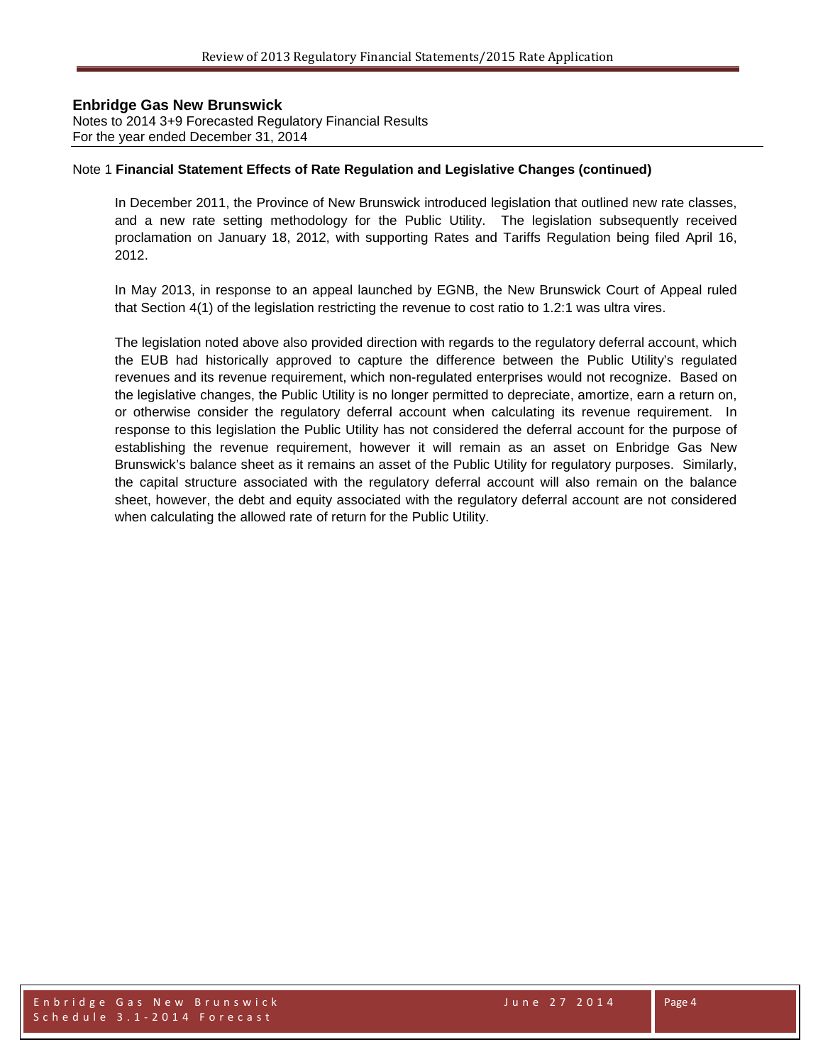**Enbridge Gas New Brunswick**
Notes to 2014 3+9 Forecasted Regulatory Financial Results
For the year ended December 31, 2014

Note 1 **Financial Statement Effects of Rate Regulation and Legislative Changes (continued)**

In December 2011, the Province of New Brunswick introduced legislation that outlined new rate classes, and a new rate setting methodology for the Public Utility. The legislation subsequently received proclamation on January 18, 2012, with supporting Rates and Tariffs Regulation being filed April 16, 2012.

In May 2013, in response to an appeal launched by EGNB, the New Brunswick Court of Appeal ruled that Section 4(1) of the legislation restricting the revenue to cost ratio to 1.2:1 was ultra vires.

The legislation noted above also provided direction with regards to the regulatory deferral account, which the EUB had historically approved to capture the difference between the Public Utility's regulated revenues and its revenue requirement, which non-regulated enterprises would not recognize. Based on the legislative changes, the Public Utility is no longer permitted to depreciate, amortize, earn a return on, or otherwise consider the regulatory deferral account when calculating its revenue requirement. In response to this legislation the Public Utility has not considered the deferral account for the purpose of establishing the revenue requirement, however it will remain as an asset on Enbridge Gas New Brunswick's balance sheet as it remains an asset of the Public Utility for regulatory purposes. Similarly, the capital structure associated with the regulatory deferral account will also remain on the balance sheet, however, the debt and equity associated with the regulatory deferral account are not considered when calculating the allowed rate of return for the Public Utility.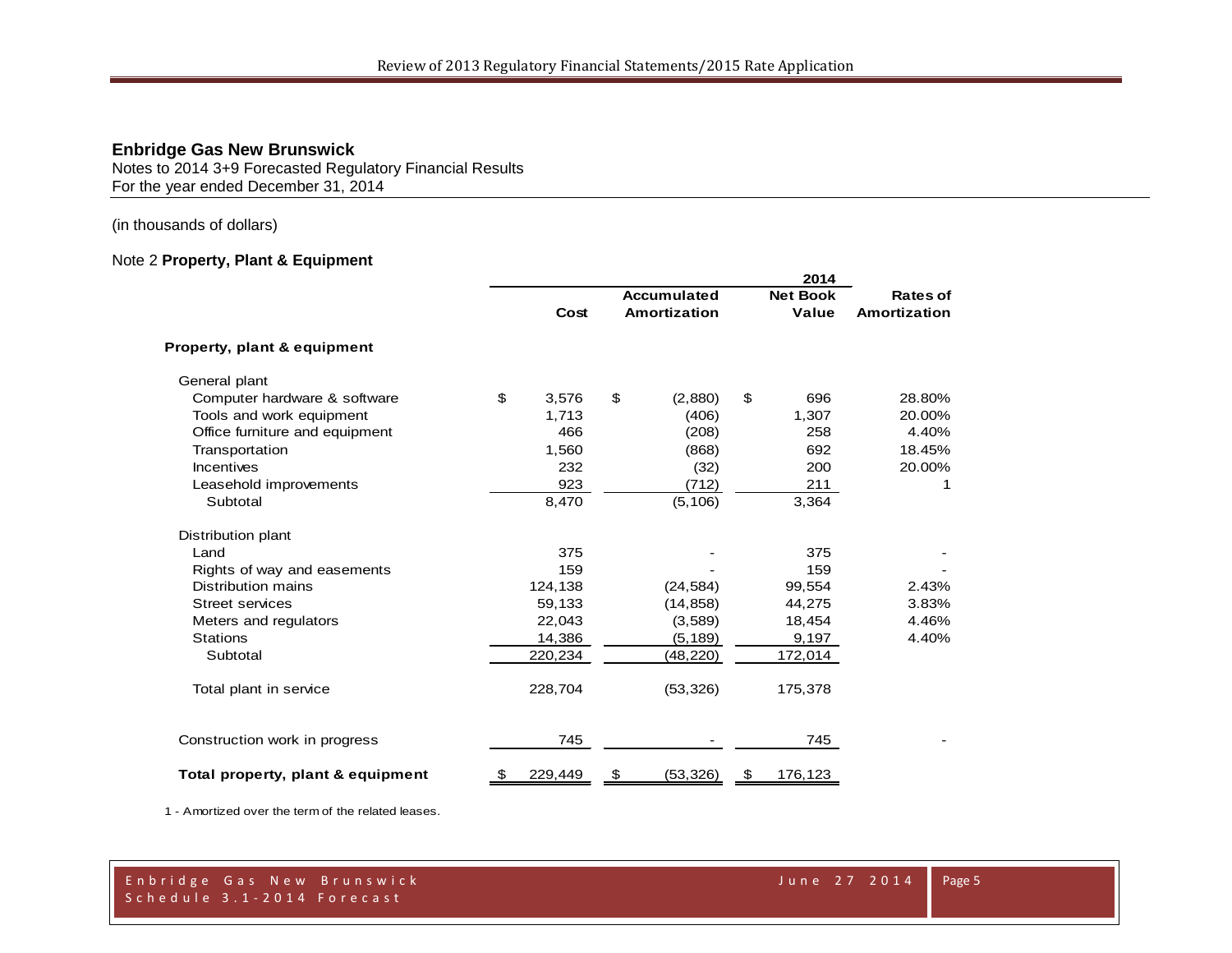## Enbridge Gas New Brunswick

Notes to 2014 3+9 Forecasted Regulatory Financial Results
For the year ended December 31, 2014

(in thousands of dollars)

### Note 2 **Property, Plant & Equipment**

| | 2014 | | | |
|---|---|---|---|---|
| | Cost | Accumulated Amortization | Net Book Value | Rates of Amortization |
| **Property, plant & equipment** | | | | |
| General plant | | | | |
| Computer hardware & software | $ 3,576 | $ (2,880) | $ 696 | 28.80% |
| Tools and work equipment | 1,713 | (406) | 1,307 | 20.00% |
| Office furniture and equipment | 466 | (208) | 258 | 4.40% |
| Transportation | 1,560 | (868) | 692 | 18.45% |
| Incentives | 232 | (32) | 200 | 20.00% |
| Leasehold improvements | 923 | (712) | 211 | 1 |
| Subtotal | 8,470 | (5,106) | 3,364 | |
| Distribution plant | | | | |
| Land | 375 | - | 375 | - |
| Rights of way and easements | 159 | - | 159 | - |
| Distribution mains | 124,138 | (24,584) | 99,554 | 2.43% |
| Street services | 59,133 | (14,858) | 44,275 | 3.83% |
| Meters and regulators | 22,043 | (3,589) | 18,454 | 4.46% |
| Stations | 14,386 | (5,189) | 9,197 | 4.40% |
| Subtotal | 220,234 | (48,220) | 172,014 | |
| Total plant in service | 228,704 | (53,326) | 175,378 | |
| Construction work in progress | 745 | - | 745 | - |
| **Total property, plant & equipment** | $ 229,449 | $ (53,326) | $ 176,123 | |

1 - Amortized over the term of the related leases.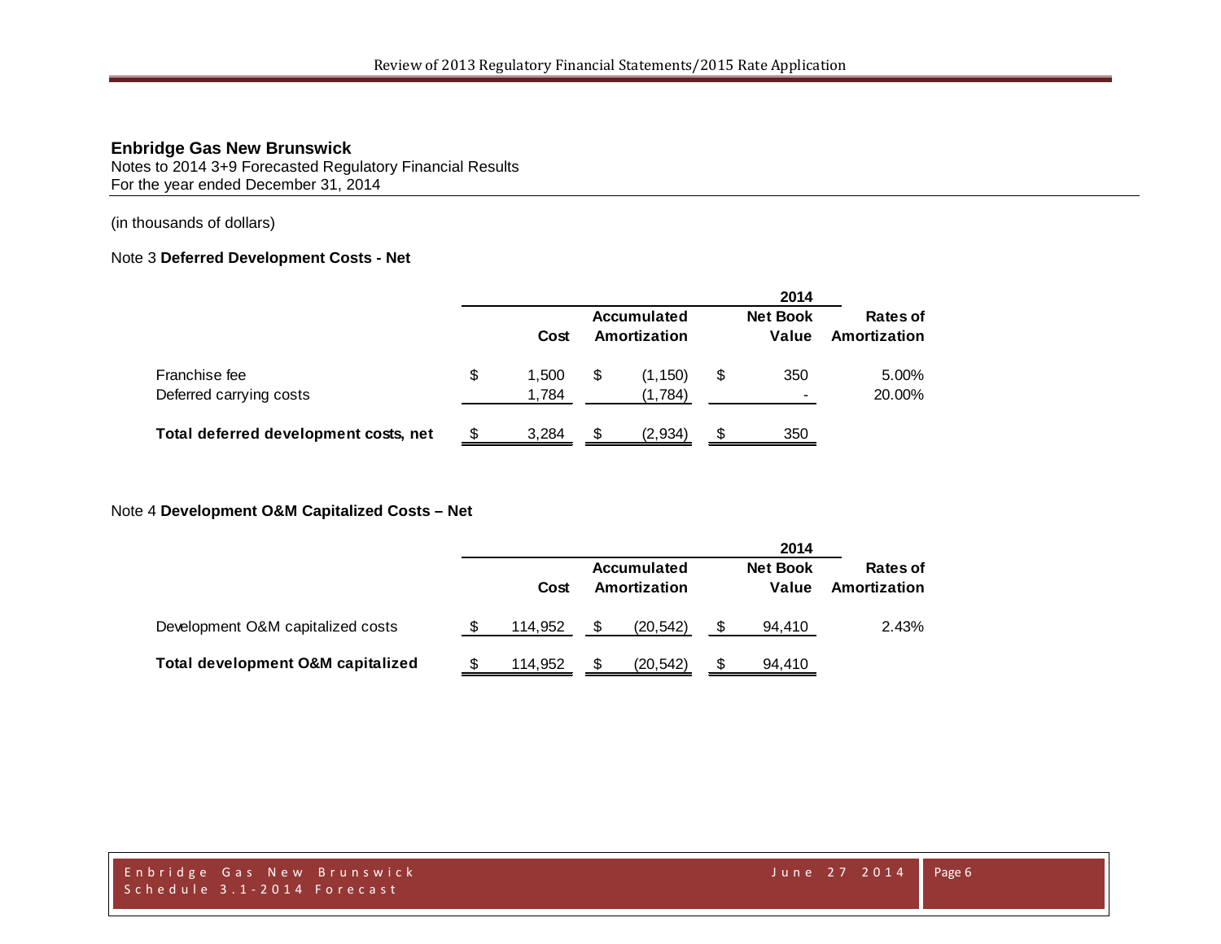**Enbridge Gas New Brunswick**
Notes to 2014 3+9 Forecasted Regulatory Financial Results
For the year ended December 31, 2014

(in thousands of dollars)

Note 3 **Deferred Development Costs - Net**

| | 2014 | | | |
|---|---|---|---|---|
| | Cost | Accumulated Amortization | Net Book Value | Rates of Amortization |
| Franchise fee | $ 1,500 | $ (1,150) | $ 350 | 5.00% |
| Deferred carrying costs | 1,784 | (1,784) | - | 20.00% |
| **Total deferred development costs, net** | $ 3,284 | $ (2,934) | $ 350 | |

Note 4 **Development O&M Capitalized Costs – Net**

| | 2014 | | | |
|---|---|---|---|---|
| | Cost | Accumulated Amortization | Net Book Value | Rates of Amortization |
| Development O&M capitalized costs | $ 114,952 | $ (20,542) | $ 94,410 | 2.43% |
| **Total development O&M capitalized** | $ 114,952 | $ (20,542) | $ 94,410 | |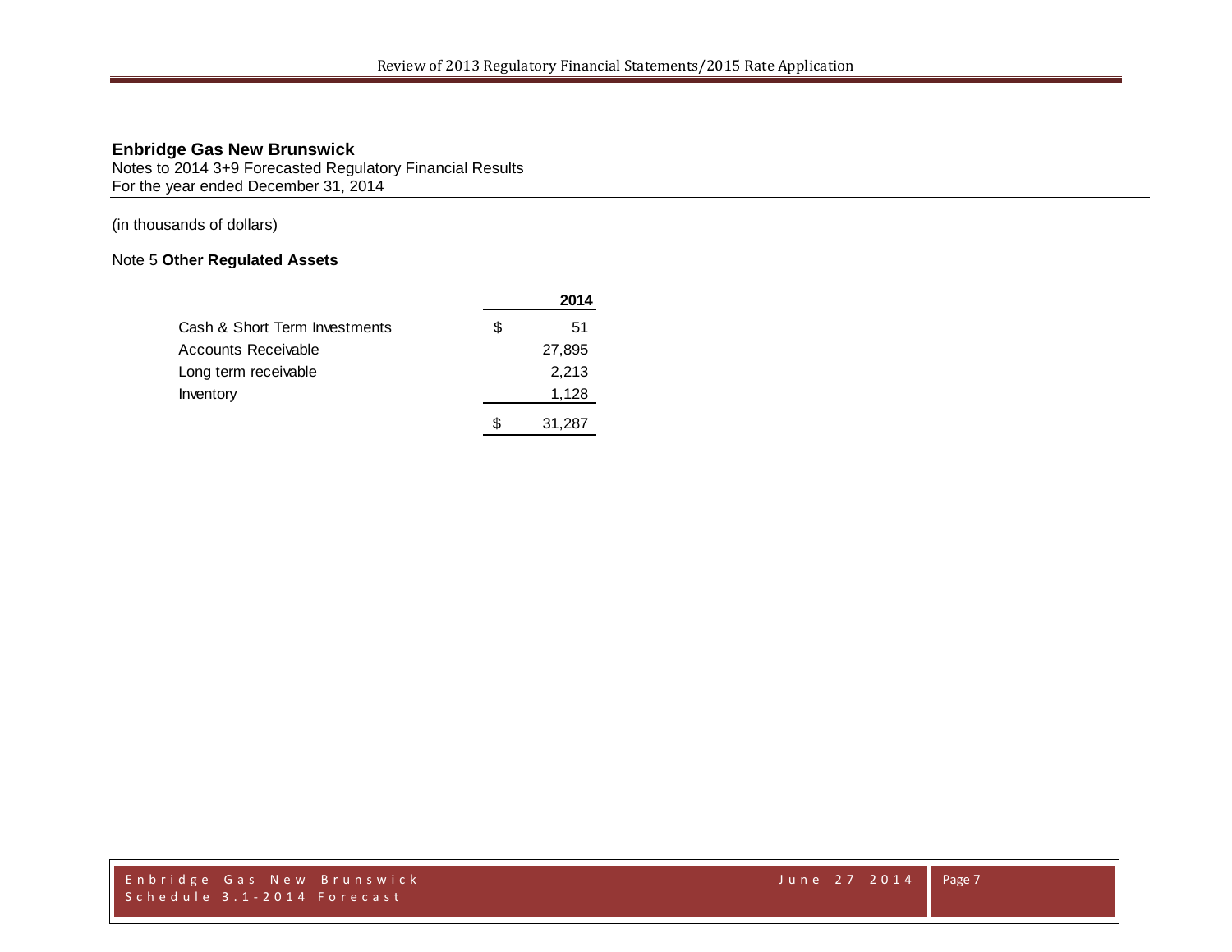**Enbridge Gas New Brunswick**
Notes to 2014 3+9 Forecasted Regulatory Financial Results
For the year ended December 31, 2014

(in thousands of dollars)

Note 5 **Other Regulated Assets**

| | | 2014 |
|---|---|---|
| Cash & Short Term Investments | $ | 51 |
| Accounts Receivable | | 27,895 |
| Long term receivable | | 2,213 |
| Inventory | | 1,128 |
| | $ | 31,287 |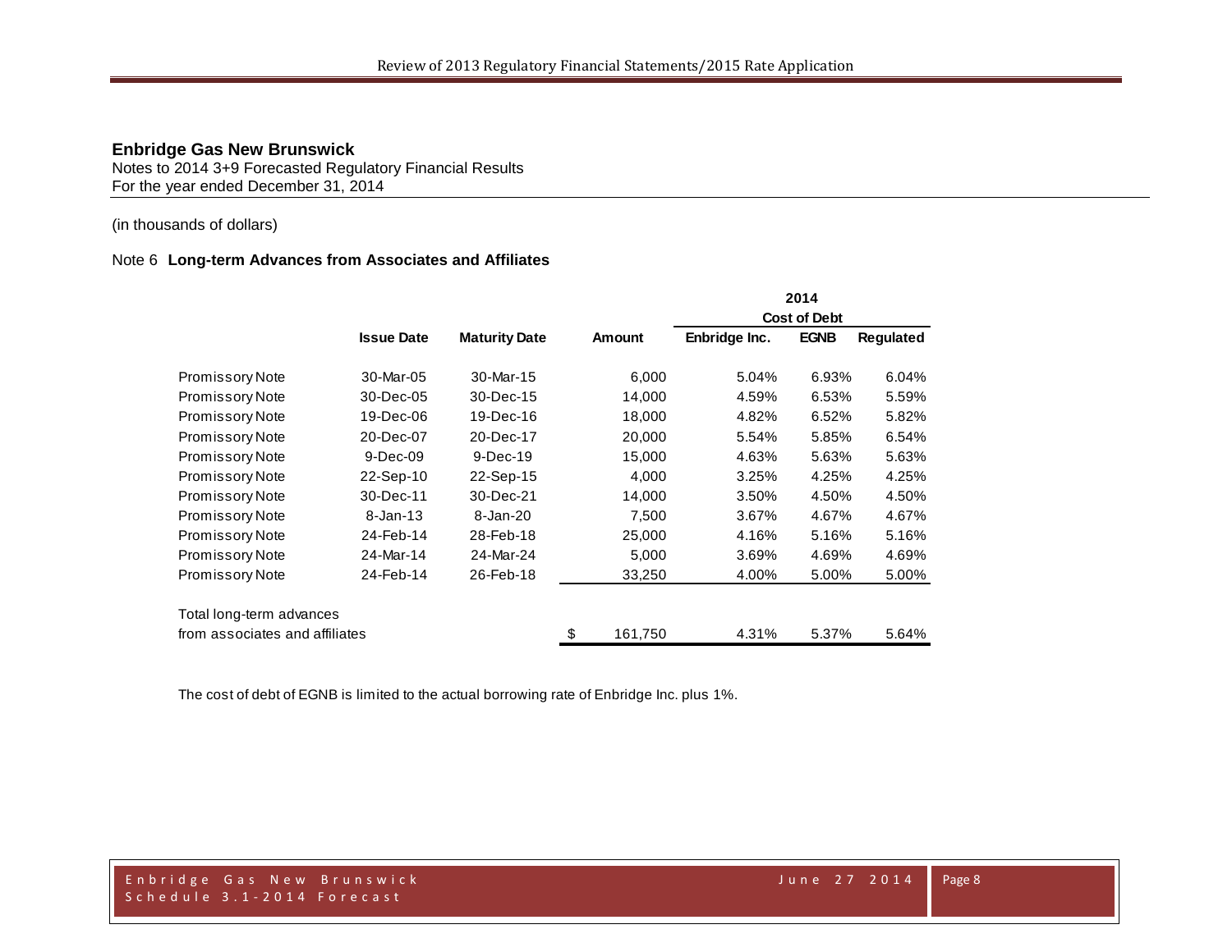**Enbridge Gas New Brunswick**
Notes to 2014 3+9 Forecasted Regulatory Financial Results
For the year ended December 31, 2014

(in thousands of dollars)

Note 6 **Long-term Advances from Associates and Affiliates**

| | Issue Date | Maturity Date | Amount | 2014 Cost of Debt | | |
|---|---|---|---|---|---|---|
| | | | | **Enbridge Inc.** | **EGNB** | **Regulated** |
| Promissory Note | 30-Mar-05 | 30-Mar-15 | 6,000 | 5.04% | 6.93% | 6.04% |
| Promissory Note | 30-Dec-05 | 30-Dec-15 | 14,000 | 4.59% | 6.53% | 5.59% |
| Promissory Note | 19-Dec-06 | 19-Dec-16 | 18,000 | 4.82% | 6.52% | 5.82% |
| Promissory Note | 20-Dec-07 | 20-Dec-17 | 20,000 | 5.54% | 5.85% | 6.54% |
| Promissory Note | 9-Dec-09 | 9-Dec-19 | 15,000 | 4.63% | 5.63% | 5.63% |
| Promissory Note | 22-Sep-10 | 22-Sep-15 | 4,000 | 3.25% | 4.25% | 4.25% |
| Promissory Note | 30-Dec-11 | 30-Dec-21 | 14,000 | 3.50% | 4.50% | 4.50% |
| Promissory Note | 8-Jan-13 | 8-Jan-20 | 7,500 | 3.67% | 4.67% | 4.67% |
| Promissory Note | 24-Feb-14 | 28-Feb-18 | 25,000 | 4.16% | 5.16% | 5.16% |
| Promissory Note | 24-Mar-14 | 24-Mar-24 | 5,000 | 3.69% | 4.69% | 4.69% |
| Promissory Note | 24-Feb-14 | 26-Feb-18 | 33,250 | 4.00% | 5.00% | 5.00% |
| Total long-term advances from associates and affiliates | | | $ 161,750 | 4.31% | 5.37% | 5.64% |

The cost of debt of EGNB is limited to the actual borrowing rate of Enbridge Inc. plus 1%.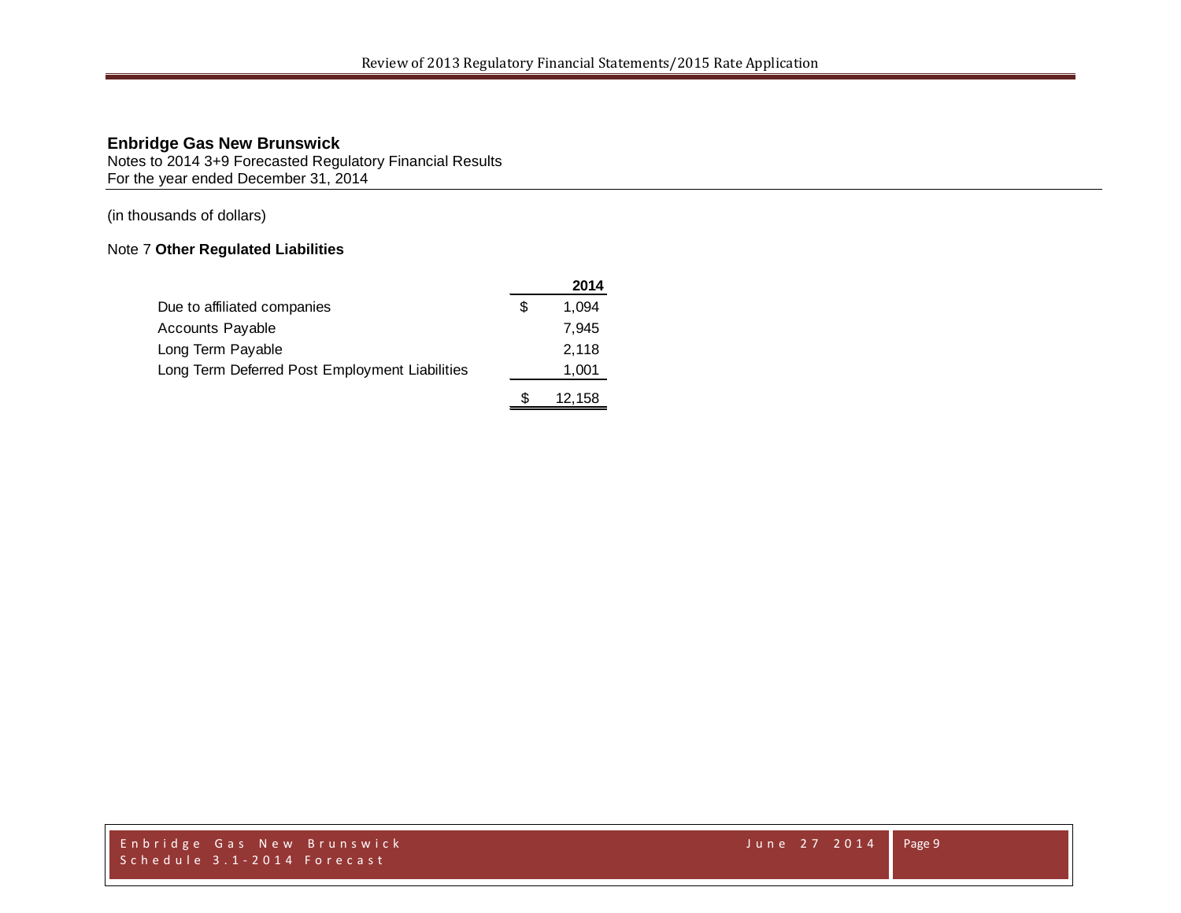**Enbridge Gas New Brunswick**
Notes to 2014 3+9 Forecasted Regulatory Financial Results
For the year ended December 31, 2014

(in thousands of dollars)

Note 7 **Other Regulated Liabilities**

| | | **2014** |
|---|---|---|
| Due to affiliated companies | $ | 1,094 |
| Accounts Payable | | 7,945 |
| Long Term Payable | | 2,118 |
| Long Term Deferred Post Employment Liabilities | | 1,001 |
| | $ | 12,158 |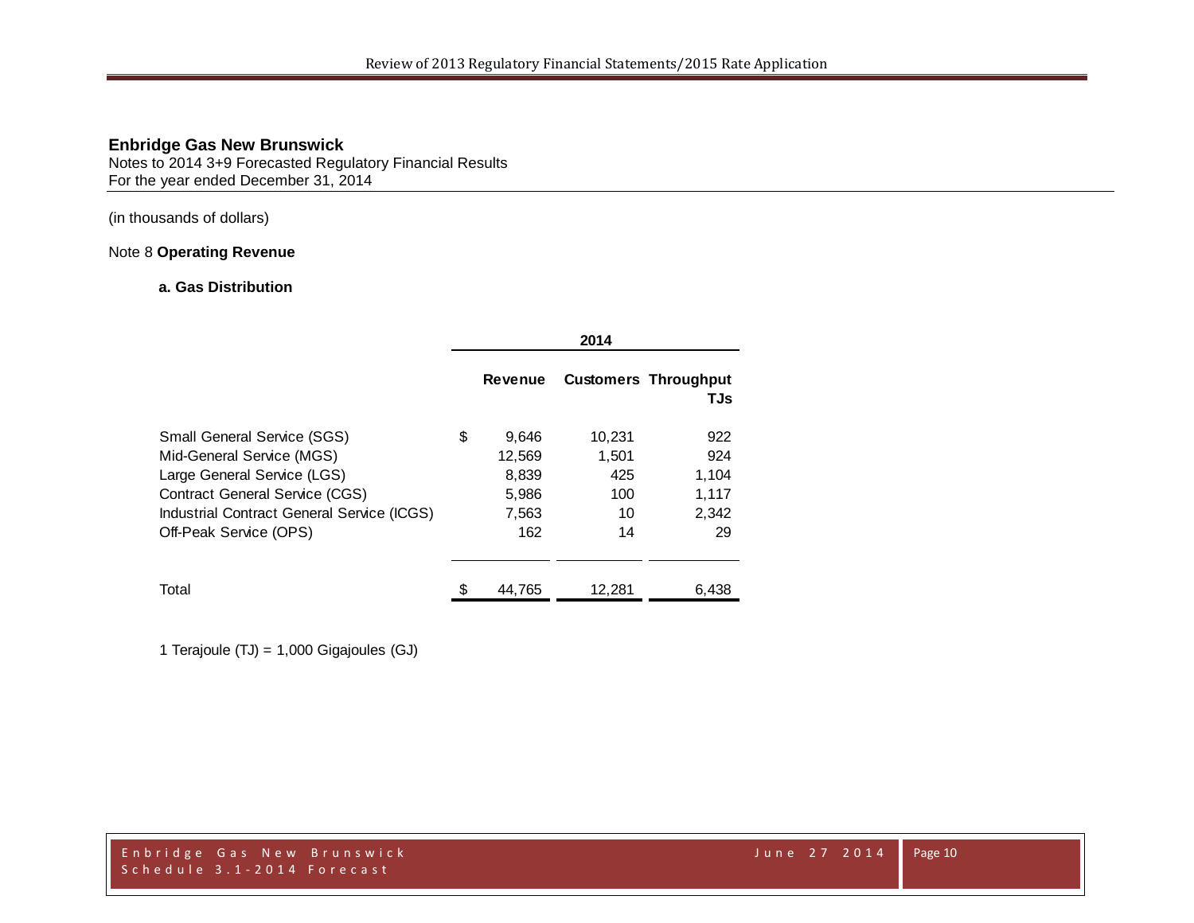**Enbridge Gas New Brunswick**
Notes to 2014 3+9 Forecasted Regulatory Financial Results
For the year ended December 31, 2014

(in thousands of dollars)

Note 8 **Operating Revenue**

**a. Gas Distribution**

| | 2014 | | |
|---|---|---|---|
| | **Revenue** | **Customers** | **Throughput TJs** |
| Small General Service (SGS) | $ 9,646 | 10,231 | 922 |
| Mid-General Service (MGS) | 12,569 | 1,501 | 924 |
| Large General Service (LGS) | 8,839 | 425 | 1,104 |
| Contract General Service (CGS) | 5,986 | 100 | 1,117 |
| Industrial Contract General Service (ICGS) | 7,563 | 10 | 2,342 |
| Off-Peak Service (OPS) | 162 | 14 | 29 |
| Total | $ 44,765 | 12,281 | 6,438 |

1 Terajoule (TJ) = 1,000 Gigajoules (GJ)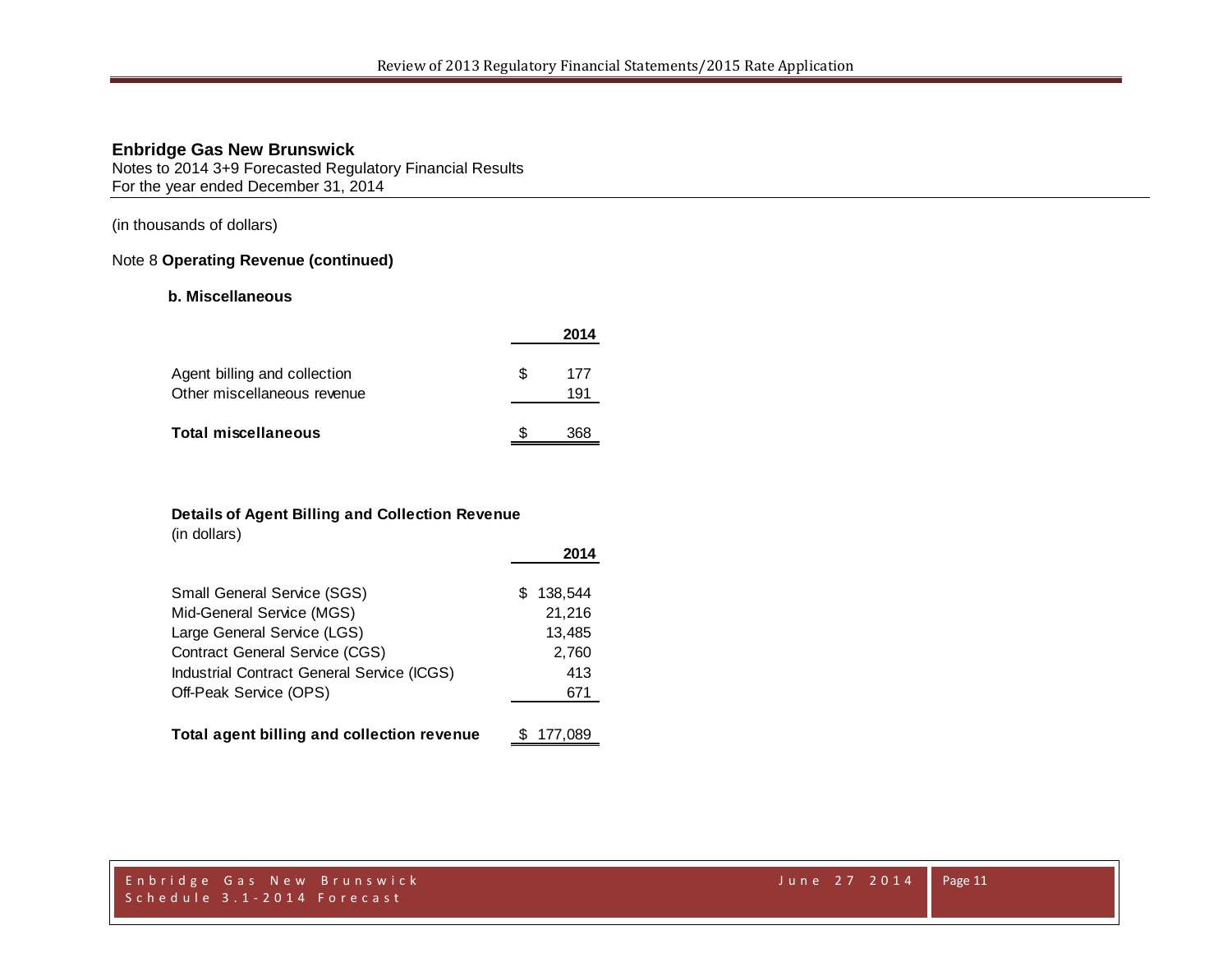**Enbridge Gas New Brunswick**
Notes to 2014 3+9 Forecasted Regulatory Financial Results
For the year ended December 31, 2014

(in thousands of dollars)

Note 8 **Operating Revenue (continued)**

**b. Miscellaneous**

| | **2014** |
|---|---|
| Agent billing and collection | $ 177 |
| Other miscellaneous revenue | 191 |
| **Total miscellaneous** | $ 368 |

**Details of Agent Billing and Collection Revenue**
(in dollars)

| | **2014** |
|---|---|
| Small General Service (SGS) | $ 138,544 |
| Mid-General Service (MGS) | 21,216 |
| Large General Service (LGS) | 13,485 |
| Contract General Service (CGS) | 2,760 |
| Industrial Contract General Service (ICGS) | 413 |
| Off-Peak Service (OPS) | 671 |
| **Total agent billing and collection revenue** | $ 177,089 |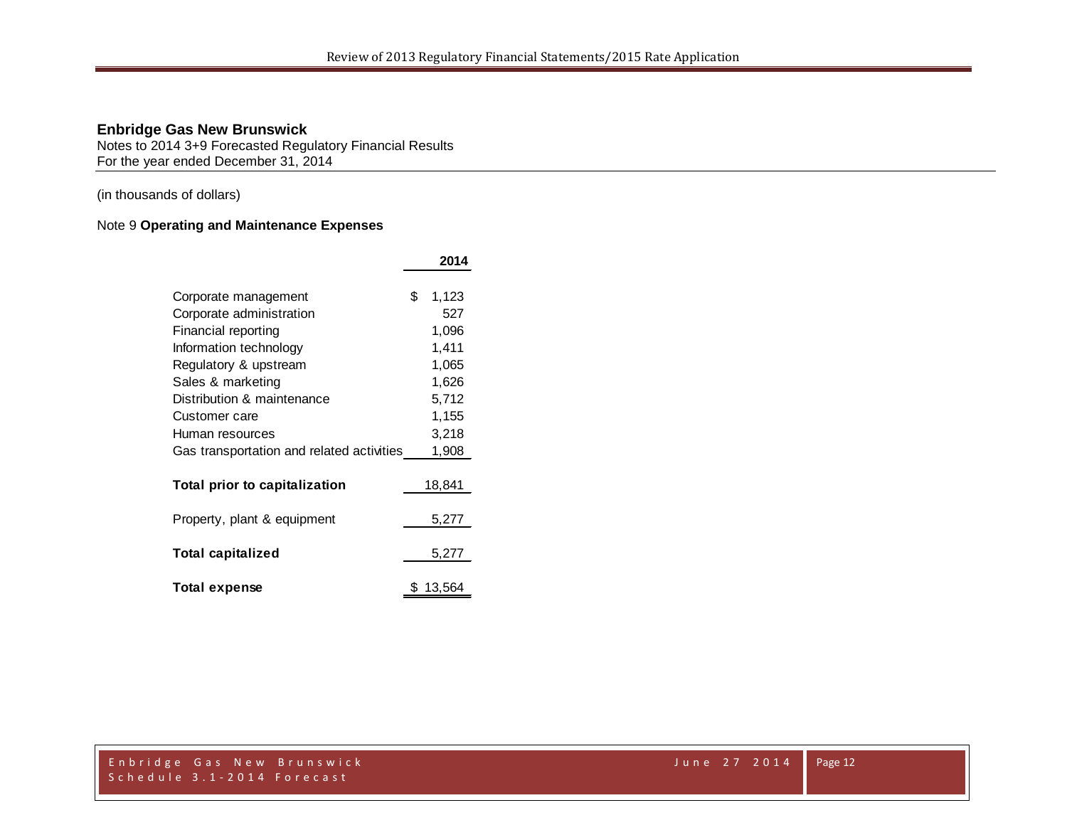**Enbridge Gas New Brunswick**
Notes to 2014 3+9 Forecasted Regulatory Financial Results
For the year ended December 31, 2014

(in thousands of dollars)

Note 9 **Operating and Maintenance Expenses**

| | 2014 |
|---|---|
| Corporate management | $ 1,123 |
| Corporate administration | 527 |
| Financial reporting | 1,096 |
| Information technology | 1,411 |
| Regulatory & upstream | 1,065 |
| Sales & marketing | 1,626 |
| Distribution & maintenance | 5,712 |
| Customer care | 1,155 |
| Human resources | 3,218 |
| Gas transportation and related activities | 1,908 |
| **Total prior to capitalization** | 18,841 |
| Property, plant & equipment | 5,277 |
| **Total capitalized** | 5,277 |
| **Total expense** | $ 13,564 |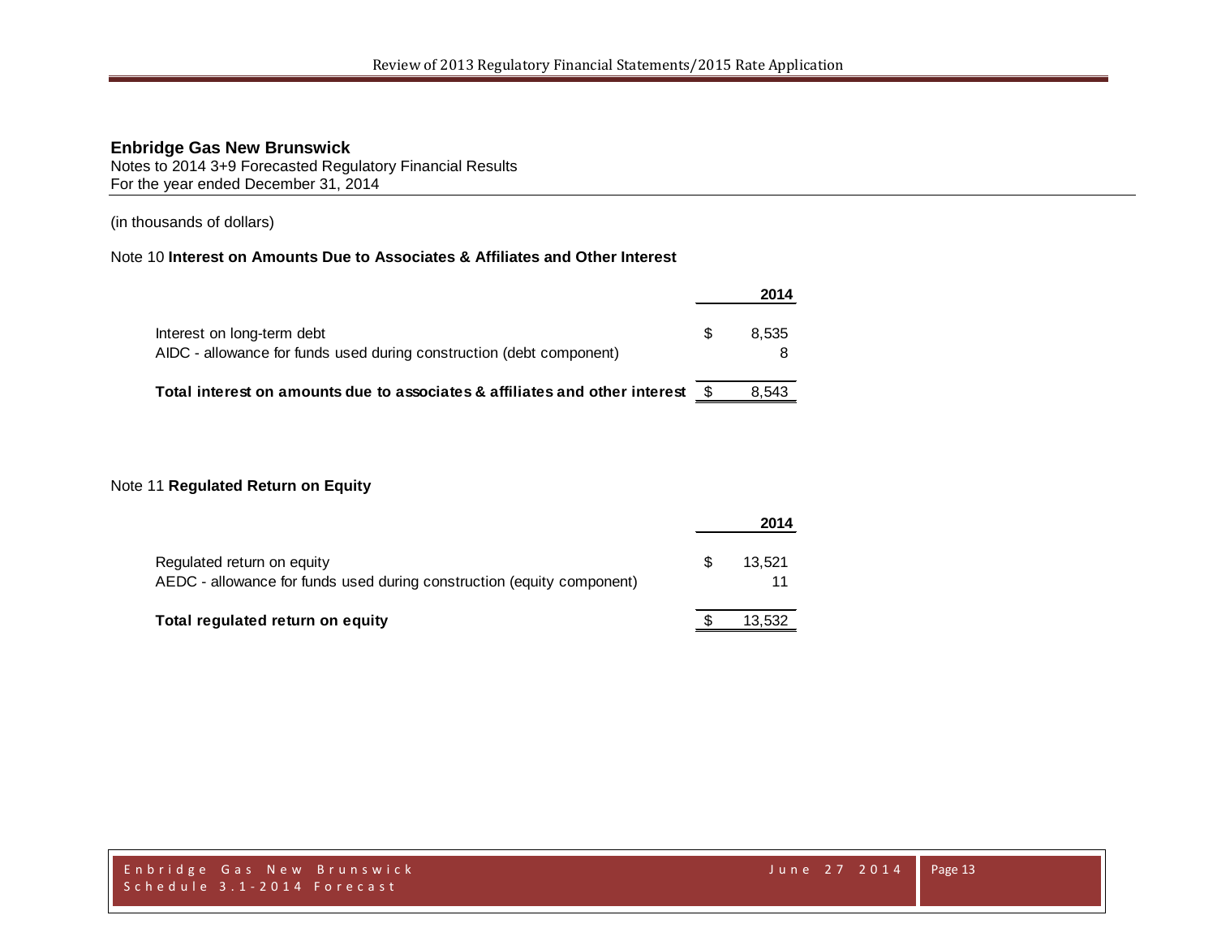**Enbridge Gas New Brunswick**
Notes to 2014 3+9 Forecasted Regulatory Financial Results
For the year ended December 31, 2014

(in thousands of dollars)

Note 10 **Interest on Amounts Due to Associates & Affiliates and Other Interest**

| | | 2014 |
|---|---|---|
| Interest on long-term debt | $ | 8,535 |
| AIDC - allowance for funds used during construction (debt component) | | 8 |
| **Total interest on amounts due to associates & affiliates and other interest** | $ | 8,543 |

Note 11 **Regulated Return on Equity**

| | | 2014 |
|---|---|---|
| Regulated return on equity | $ | 13,521 |
| AEDC - allowance for funds used during construction (equity component) | | 11 |
| **Total regulated return on equity** | $ | 13,532 |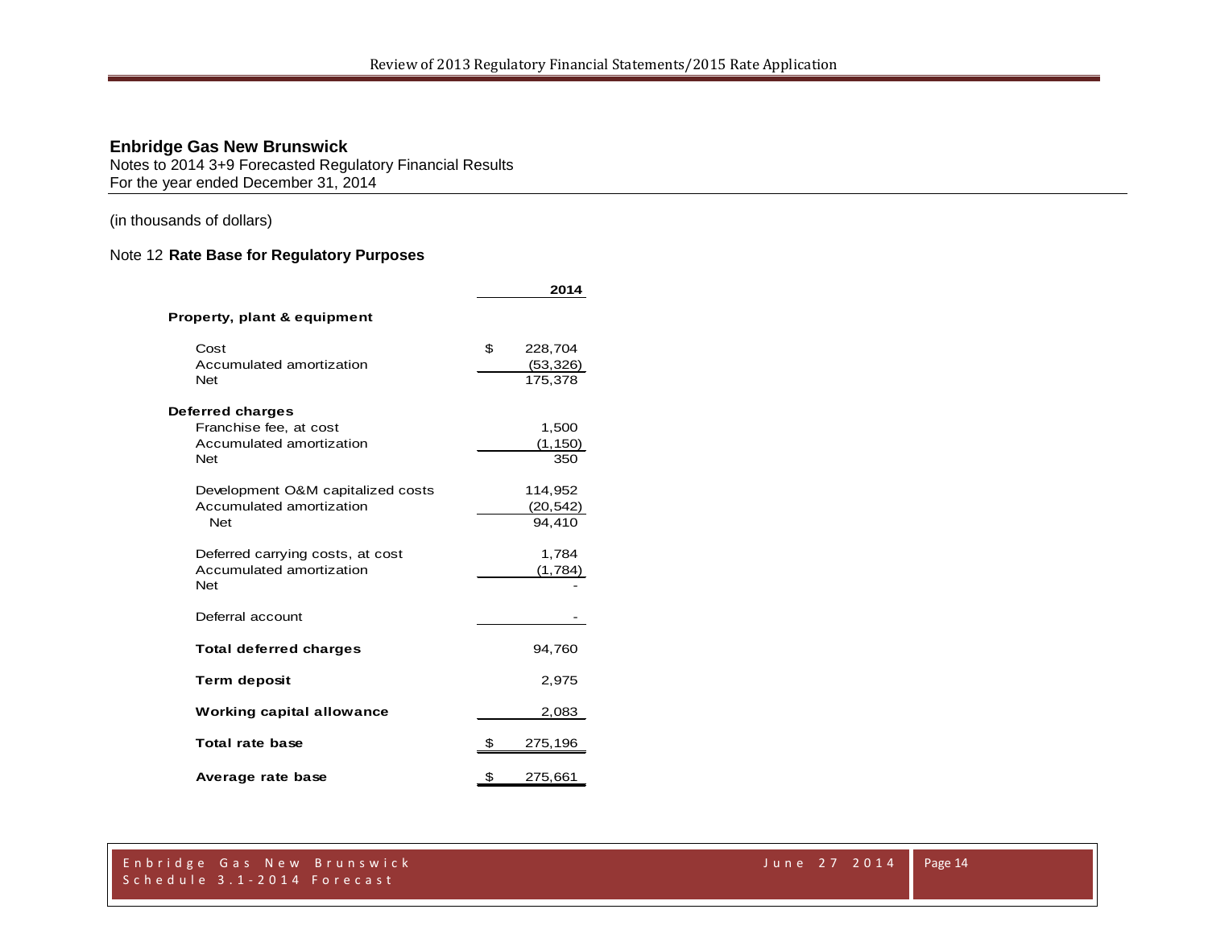**Enbridge Gas New Brunswick**
Notes to 2014 3+9 Forecasted Regulatory Financial Results
For the year ended December 31, 2014

(in thousands of dollars)

Note 12 **Rate Base for Regulatory Purposes**

| | 2014 |
|---|---|
| **Property, plant & equipment** | |
| Cost | $ 228,704 |
| Accumulated amortization | (53,326) |
| Net | 175,378 |
| **Deferred charges** | |
| Franchise fee, at cost | 1,500 |
| Accumulated amortization | (1,150) |
| Net | 350 |
| Development O&M capitalized costs | 114,952 |
| Accumulated amortization | (20,542) |
| Net | 94,410 |
| Deferred carrying costs, at cost | 1,784 |
| Accumulated amortization | (1,784) |
| Net | - |
| Deferral account | - |
| **Total deferred charges** | 94,760 |
| **Term deposit** | 2,975 |
| **Working capital allowance** | 2,083 |
| **Total rate base** | $ 275,196 |
| **Average rate base** | $ 275,661 |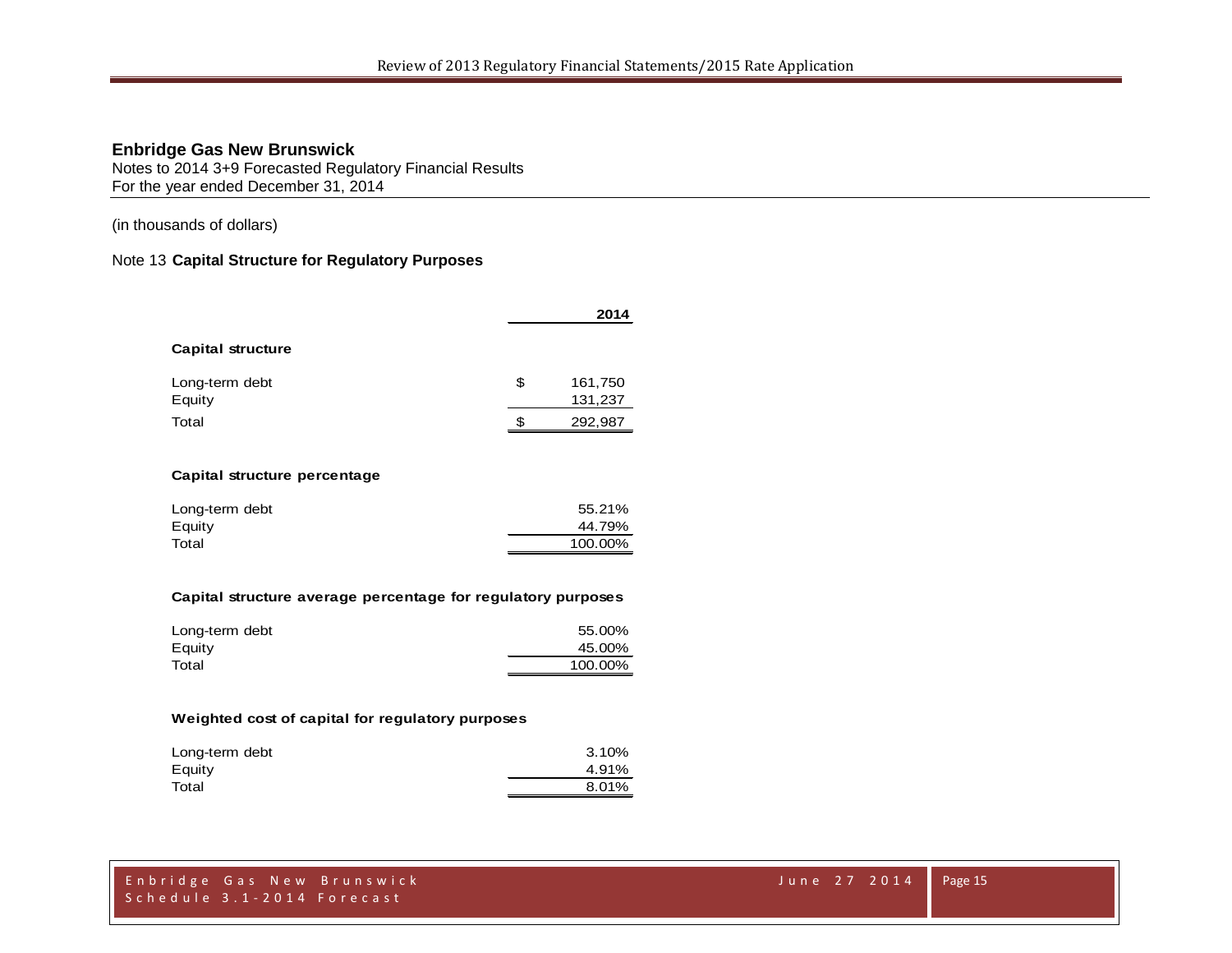**Enbridge Gas New Brunswick**
Notes to 2014 3+9 Forecasted Regulatory Financial Results
For the year ended December 31, 2014

(in thousands of dollars)

Note 13 **Capital Structure for Regulatory Purposes**

| | 2014 |
|---|---|
| **Capital structure** | |
| Long-term debt | $ 161,750 |
| Equity | 131,237 |
| Total | $ 292,987 |
| | |
| **Capital structure percentage** | |
| Long-term debt | 55.21% |
| Equity | 44.79% |
| Total | 100.00% |
| | |
| **Capital structure average percentage for regulatory purposes** | |
| Long-term debt | 55.00% |
| Equity | 45.00% |
| Total | 100.00% |
| | |
| **Weighted cost of capital for regulatory purposes** | |
| Long-term debt | 3.10% |
| Equity | 4.91% |
| Total | 8.01% |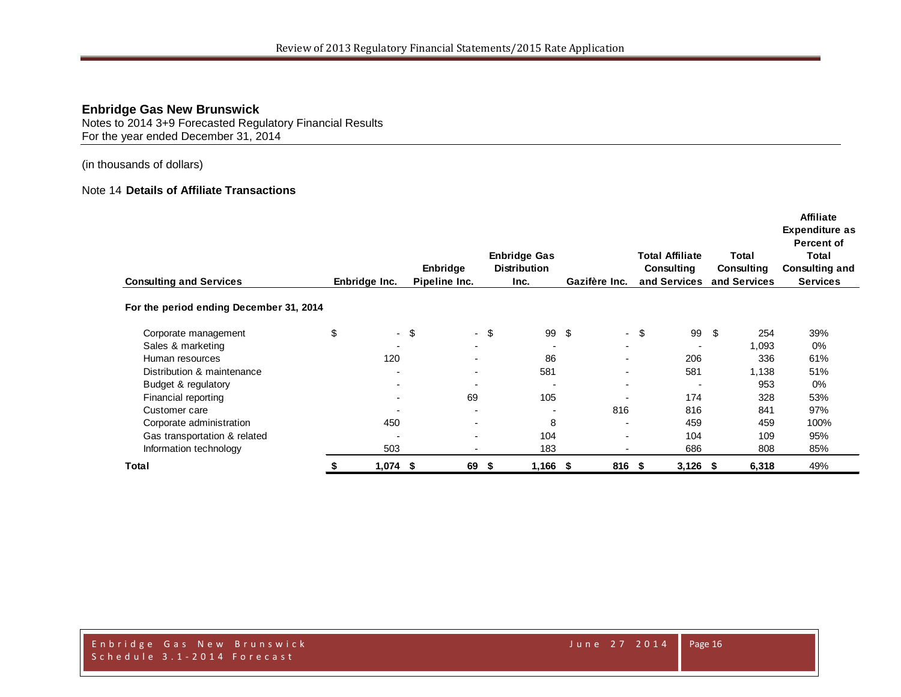**Enbridge Gas New Brunswick**
Notes to 2014 3+9 Forecasted Regulatory Financial Results
For the year ended December 31, 2014

(in thousands of dollars)

Note 14 **Details of Affiliate Transactions**

| Consulting and Services | Enbridge Inc. | Enbridge Pipeline Inc. | Enbridge Gas Distribution Inc. | Gazifère Inc. | Total Affiliate Consulting and Services | Total Consulting and Services | Affiliate Expenditure as Percent of Total Consulting and Services |
|---|---|---|---|---|---|---|---|
| **For the period ending December 31, 2014** | | | | | | | |
| Corporate management | $ - | $ - | $ 99 | $ - | $ 99 | $ 254 | 39% |
| Sales & marketing | - | - | - | - | - | 1,093 | 0% |
| Human resources | 120 | - | 86 | - | 206 | 336 | 61% |
| Distribution & maintenance | - | - | 581 | - | 581 | 1,138 | 51% |
| Budget & regulatory | - | - | - | - | - | 953 | 0% |
| Financial reporting | - | 69 | 105 | - | 174 | 328 | 53% |
| Customer care | - | - | - | 816 | 816 | 841 | 97% |
| Corporate administration | 450 | - | 8 | - | 459 | 459 | 100% |
| Gas transportation & related | - | - | 104 | - | 104 | 109 | 95% |
| Information technology | 503 | - | 183 | - | 686 | 808 | 85% |
| **Total** | **$ 1,074** | **$ 69** | **$ 1,166** | **$ 816** | **$ 3,126** | **$ 6,318** | 49% |